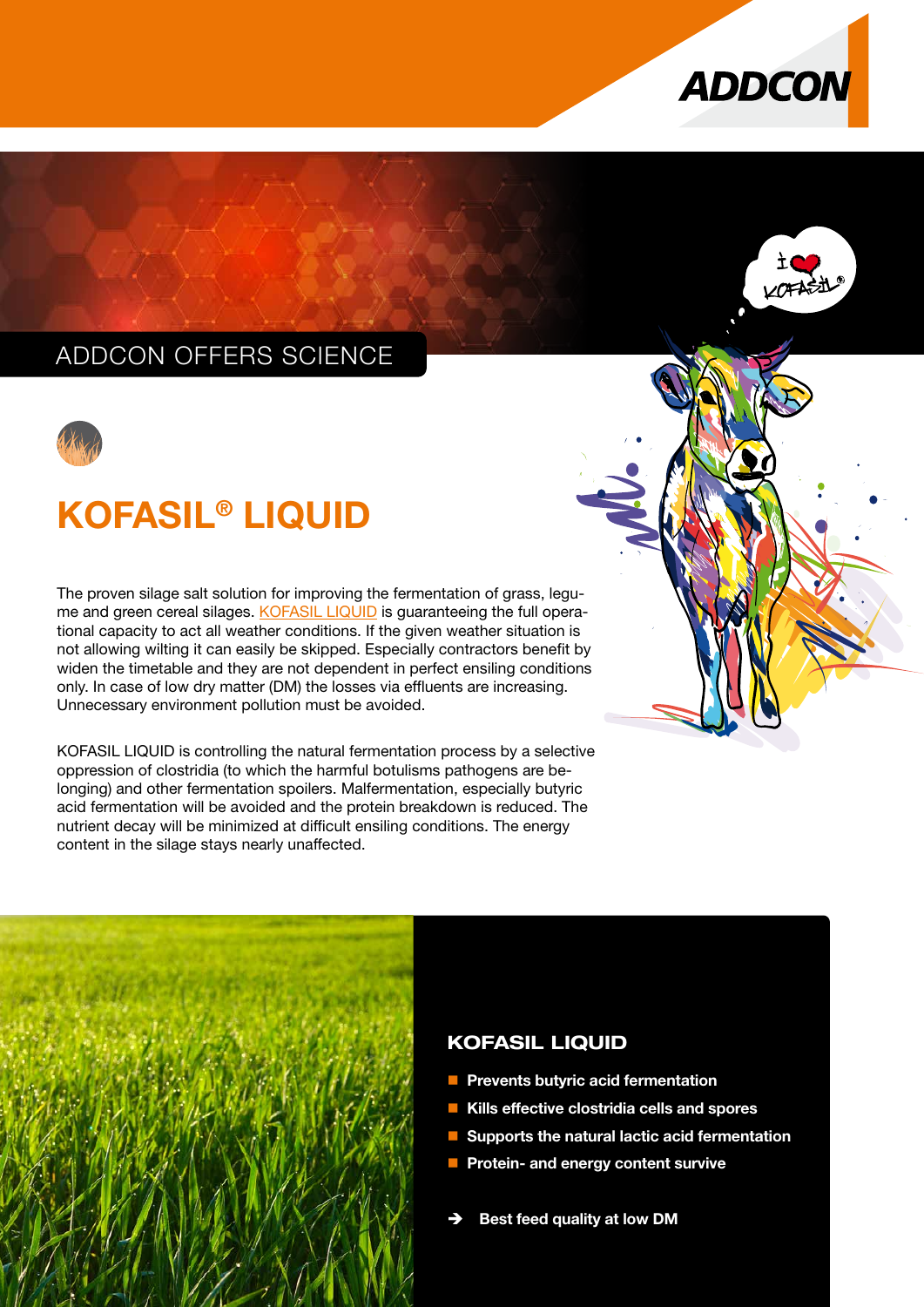ADDCON OFFERS SCIENCE

# KOFASIL® LIQUID

The proven silage salt solution for improving the fermentation of grass, legume and green cereal silages. KOFASIL LIQUID is guaranteeing the full operational capacity to act all weather conditions. If the given weather situation is not allowing wilting it can easily be skipped. Especially contractors benefit by widen the timetable and they are not dependent in perfect ensiling conditions only. In case of low dry matter (DM) the losses via effluents are increasing. Unnecessary environment pollution must be avoided.

KOFASIL LIQUID is controlling the natural fermentation process by a selective oppression of clostridia (to which the harmful botulisms pathogens are belonging) and other fermentation spoilers. Malfermentation, especially butyric acid fermentation will be avoided and the protein breakdown is reduced. The nutrient decay will be minimized at difficult ensiling conditions. The energy content in the silage stays nearly unaffected.

## KOFASIL LIQUID

- **Prevents butyric acid fermentation**
- **Kills effective clostridia cells and spores**
- **Supports the natural lactic acid fermentation**
- **Protein- and energy content survive**

➔ **Best feed quality at low DM**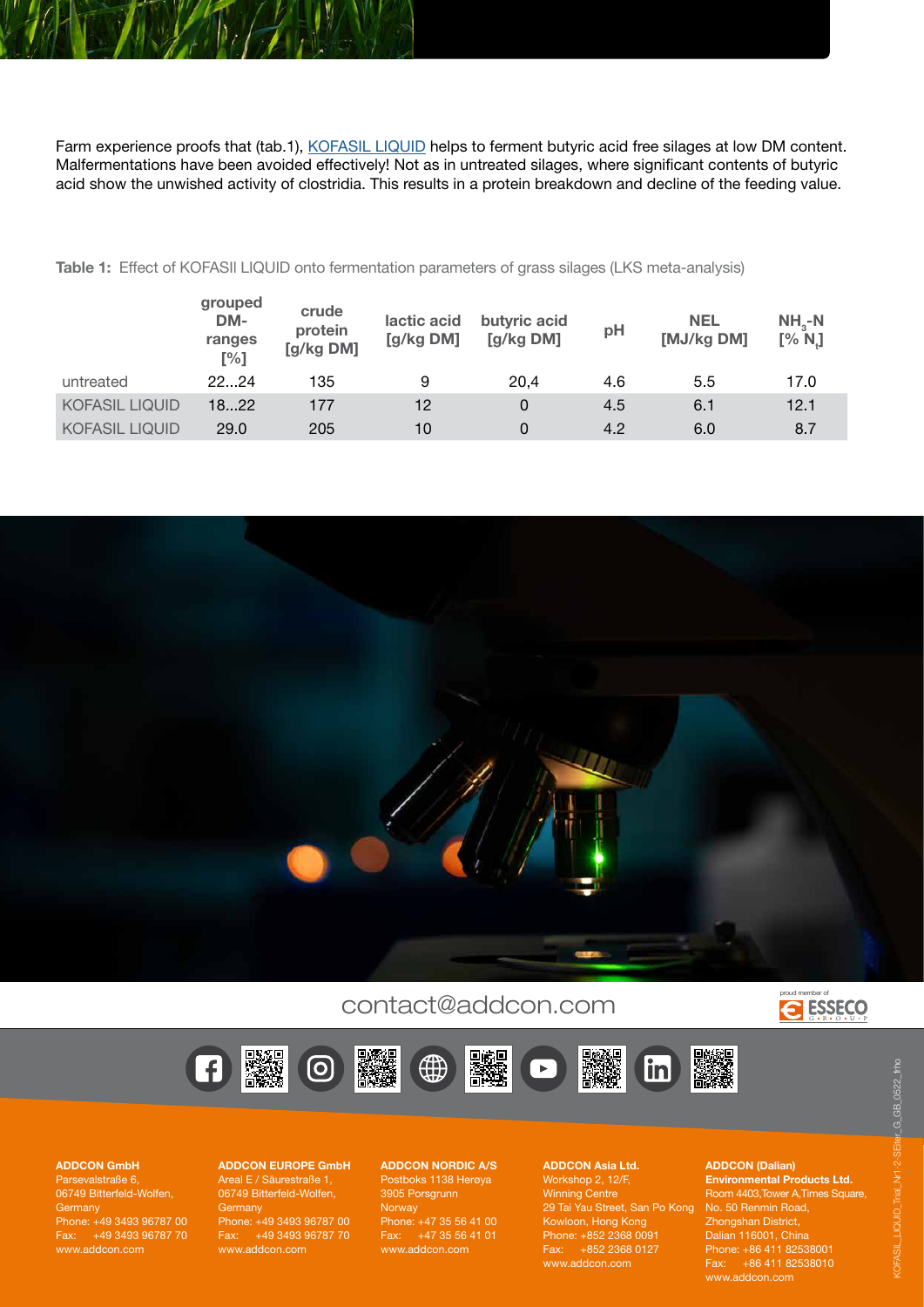Farm experience proofs that (tab.1), KOFASIL LIQUID helps to ferment butyric acid free silages at low DM content. Malfermentations have been avoided effectively! Not as in untreated silages, where significant contents of butyric acid show the unwished activity of clostridia. This results in a protein breakdown and decline of the feeding value.

**Table 1:** Effect of KOFASIl LIQUID onto fermentation parameters of grass silages (LKS meta-analysis)

| | grouped DM-ranges [%] | crude protein [g/kg DM] | lactic acid [g/kg DM] | butyric acid [g/kg DM] | pH | NEL [MJ/kg DM] | $NH_3$-N [% $N_t$] |
|---|---|---|---|---|---|---|---|
| untreated | 22...24 | 135 | 9 | 20,4 | 4.6 | 5.5 | 17.0 |
| KOFASIL LIQUID | 18...22 | 177 | 12 | 0 | 4.5 | 6.1 | 12.1 |
| KOFASIL LIQUID | 29.0 | 205 | 10 | 0 | 4.2 | 6.0 | 8.7 |

contact@addcon.com

proud member of ESSECO GROUP

**ADDCON GmbH**
Parsevalstraße 6,
06749 Bitterfeld-Wolfen,
Germany
Phone: +49 3493 96787 00
Fax: +49 3493 96787 70
www.addcon.com

**ADDCON EUROPE GmbH**
Areal E / Säurestraße 1,
06749 Bitterfeld-Wolfen,
Germany
Phone: +49 3493 96787 00
Fax: +49 3493 96787 70
www.addcon.com

**ADDCON NORDIC A/S**
Postboks 1138 Herøya
3905 Porsgrunn
Norway
Phone: +47 35 56 41 00
Fax: +47 35 56 41 01
www.addcon.com

**ADDCON Asia Ltd.**
Workshop 2, 12/F,
Winning Centre
29 Tai Yau Street, San Po Kong
Kowloon, Hong Kong
Phone: +852 2368 0091
Fax: +852 2368 0127
www.addcon.com

**ADDCON (Dalian) Environmental Products Ltd.**
Room 4403,Tower A,Times Square,
No. 50 Renmin Road,
Zhongshan District,
Dalian 116001, China
Phone: +86 411 82538001
Fax: +86 411 82538010
www.addcon.com

KOFASIL_LIQUID_Trial_Nr1-2-SEiter_G_GB_0522_tho